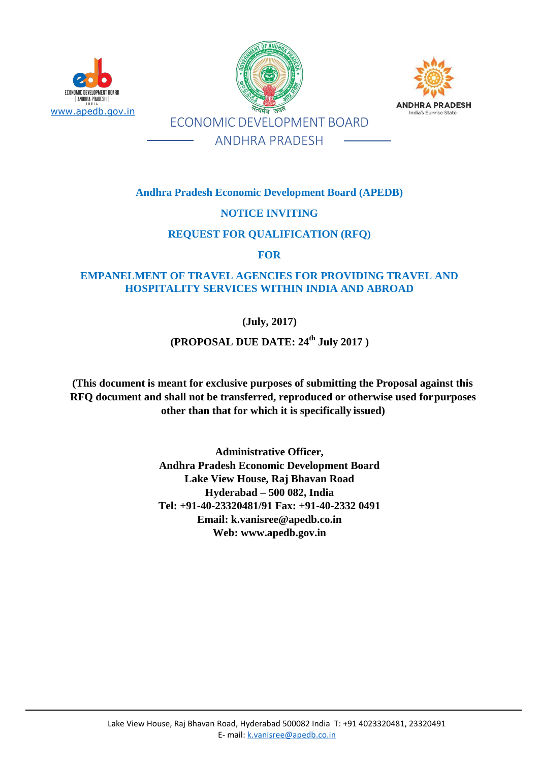www.apedb.gov.in

ECONOMIC DEVELOPMENT BOARD

ANDHRA PRADESH

# Andhra Pradesh Economic Development Board (APEDB)

## NOTICE INVITING

## REQUEST FOR QUALIFICATION (RFQ)

## FOR

## EMPANELMENT OF TRAVEL AGENCIES FOR PROVIDING TRAVEL AND HOSPITALITY SERVICES WITHIN INDIA AND ABROAD

**(July, 2017)**

**(PROPOSAL DUE DATE: 24th July 2017 )**

**(This document is meant for exclusive purposes of submitting the Proposal against this RFQ document and shall not be transferred, reproduced or otherwise used for purposes other than that for which it is specifically issued)**

**Administrative Officer,**
**Andhra Pradesh Economic Development Board**
**Lake View House, Raj Bhavan Road**
**Hyderabad – 500 082, India**
**Tel: +91-40-23320481/91 Fax: +91-40-2332 0491**
**Email: k.vanisree@apedb.co.in**
**Web: www.apedb.gov.in**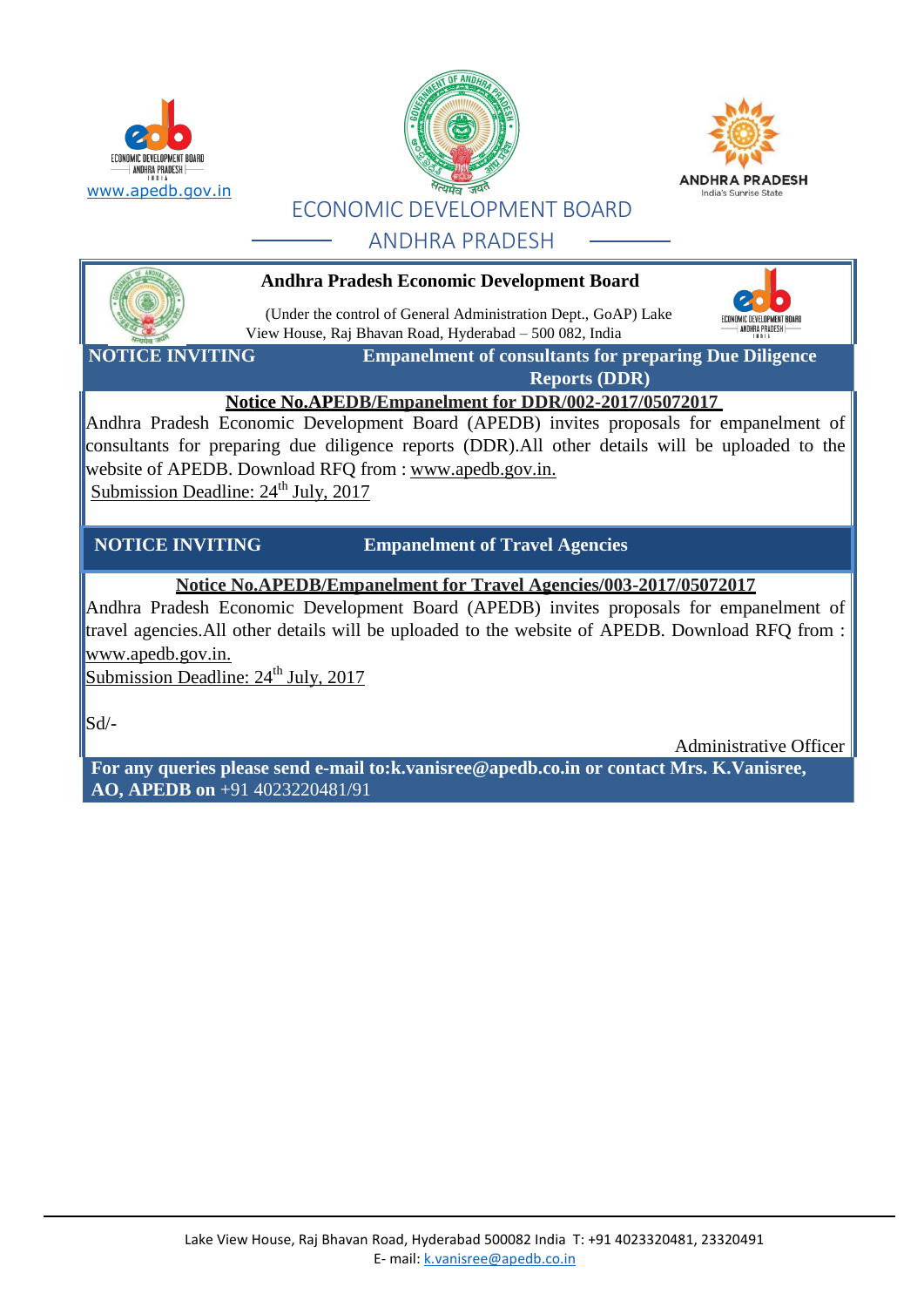www.apedb.gov.in

ECONOMIC DEVELOPMENT BOARD

ANDHRA PRADESH

**Andhra Pradesh Economic Development Board**

(Under the control of General Administration Dept., GoAP) Lake View House, Raj Bhavan Road, Hyderabad – 500 082, India

**NOTICE INVITING** **Empanelment of consultants for preparing Due Diligence Reports (DDR)**

**Notice No.APEDB/Empanelment for DDR/002-2017/05072017**

Andhra Pradesh Economic Development Board (APEDB) invites proposals for empanelment of consultants for preparing due diligence reports (DDR).All other details will be uploaded to the website of APEDB. Download RFQ from : www.apedb.gov.in.

Submission Deadline: 24th July, 2017

**NOTICE INVITING** **Empanelment of Travel Agencies**

**Notice No.APEDB/Empanelment for Travel Agencies/003-2017/05072017**

Andhra Pradesh Economic Development Board (APEDB) invites proposals for empanelment of travel agencies.All other details will be uploaded to the website of APEDB. Download RFQ from : www.apedb.gov.in.

Submission Deadline: 24th July, 2017

Sd/-

Administrative Officer

**For any queries please send e-mail to:k.vanisree@apedb.co.in or contact Mrs. K.Vanisree, AO, APEDB on** +91 4023220481/91

Lake View House, Raj Bhavan Road, Hyderabad 500082 India T: +91 4023320481, 23320491
E- mail: k.vanisree@apedb.co.in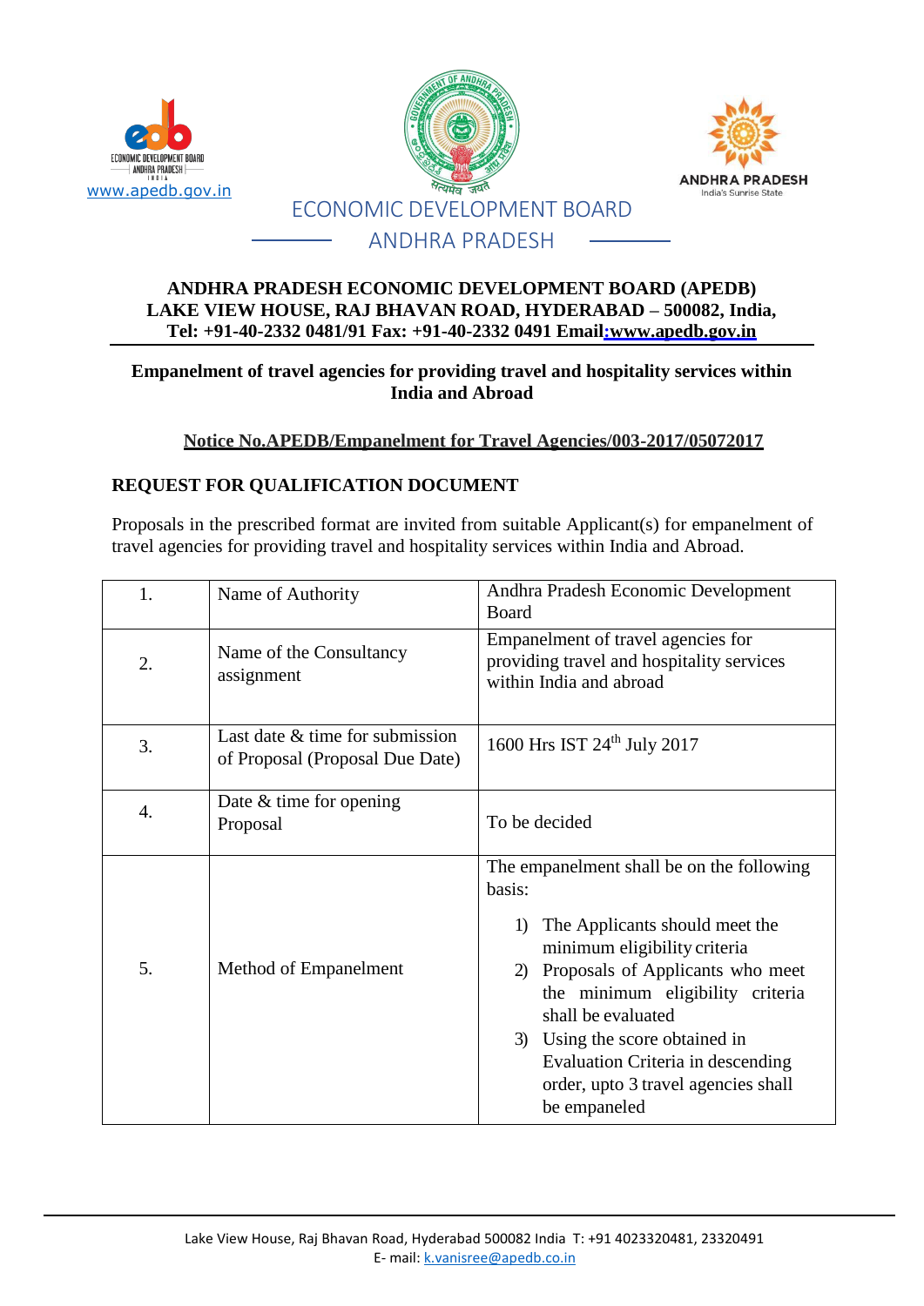ECONOMIC DEVELOPMENT BOARD

ANDHRA PRADESH

**ANDHRA PRADESH ECONOMIC DEVELOPMENT BOARD (APEDB)**
**LAKE VIEW HOUSE, RAJ BHAVAN ROAD, HYDERABAD – 500082, India,**
**Tel: +91-40-2332 0481/91 Fax: +91-40-2332 0491 Email:www.apedb.gov.in**

**Empanelment of travel agencies for providing travel and hospitality services within India and Abroad**

**Notice No.APEDB/Empanelment for Travel Agencies/003-2017/05072017**

## REQUEST FOR QUALIFICATION DOCUMENT

Proposals in the prescribed format are invited from suitable Applicant(s) for empanelment of travel agencies for providing travel and hospitality services within India and Abroad.

| | | |
|---|---|---|
| 1. | Name of Authority | Andhra Pradesh Economic Development Board |
| 2. | Name of the Consultancy assignment | Empanelment of travel agencies for providing travel and hospitality services within India and abroad |
| 3. | Last date & time for submission of Proposal (Proposal Due Date) | 1600 Hrs IST 24th July 2017 |
| 4. | Date & time for opening Proposal | To be decided |
| 5. | Method of Empanelment | The empanelment shall be on the following basis:<br>1) The Applicants should meet the minimum eligibility criteria<br>2) Proposals of Applicants who meet the minimum eligibility criteria shall be evaluated<br>3) Using the score obtained in Evaluation Criteria in descending order, upto 3 travel agencies shall be empaneled |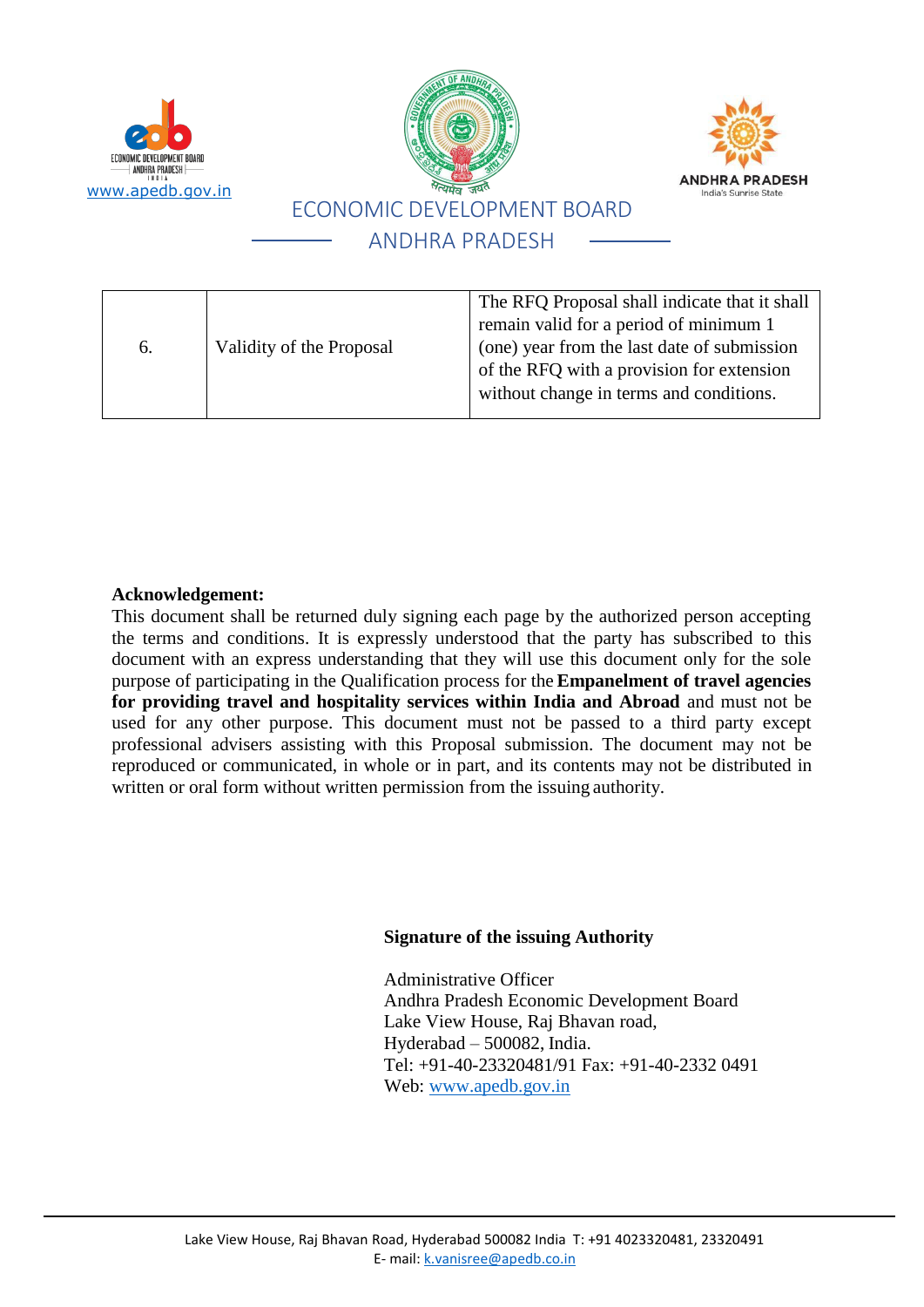| 6. | Validity of the Proposal | The RFQ Proposal shall indicate that it shall remain valid for a period of minimum 1 (one) year from the last date of submission of the RFQ with a provision for extension without change in terms and conditions. |
|---|---|---|

**Acknowledgement:**

This document shall be returned duly signing each page by the authorized person accepting the terms and conditions. It is expressly understood that the party has subscribed to this document with an express understanding that they will use this document only for the sole purpose of participating in the Qualification process for the **Empanelment of travel agencies for providing travel and hospitality services within India and Abroad** and must not be used for any other purpose. This document must not be passed to a third party except professional advisers assisting with this Proposal submission. The document may not be reproduced or communicated, in whole or in part, and its contents may not be distributed in written or oral form without written permission from the issuing authority.

**Signature of the issuing Authority**

Administrative Officer
Andhra Pradesh Economic Development Board
Lake View House, Raj Bhavan road,
Hyderabad – 500082, India.
Tel: +91-40-23320481/91 Fax: +91-40-2332 0491
Web: www.apedb.gov.in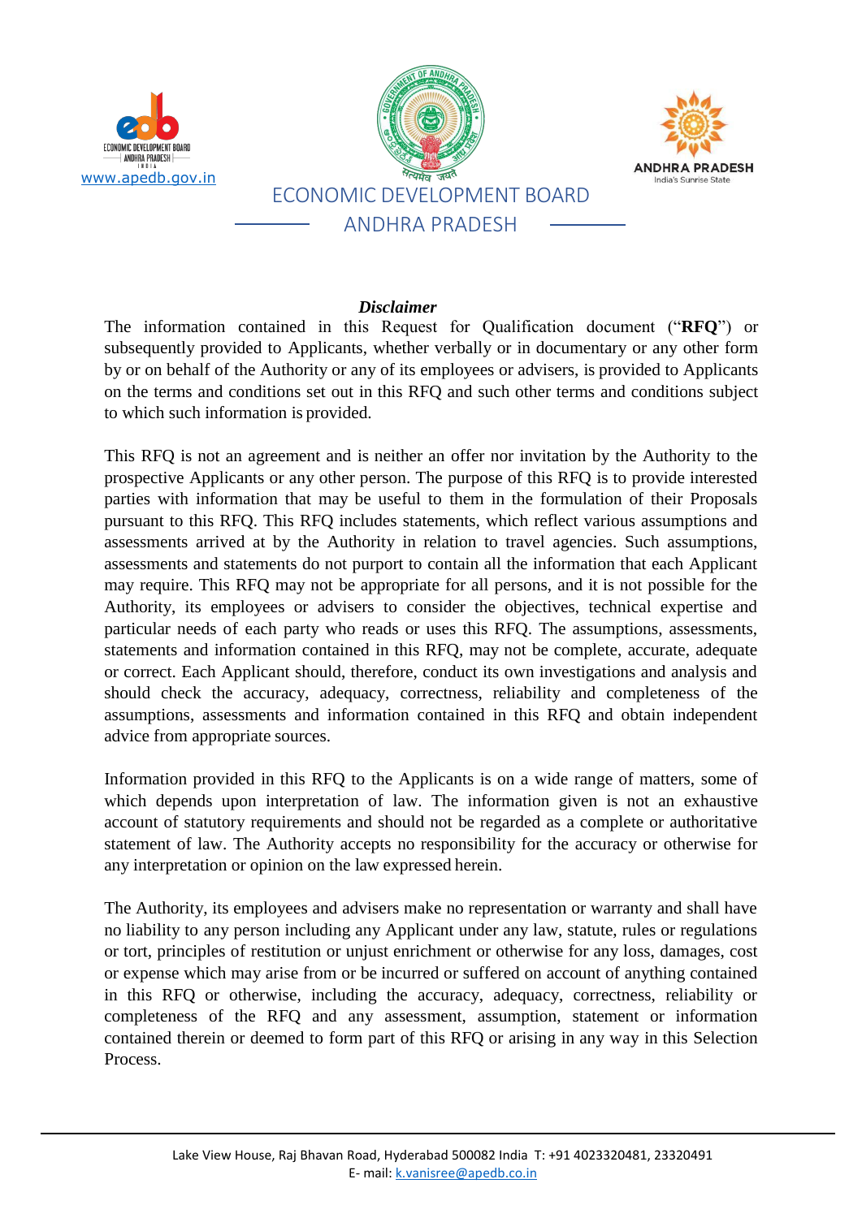### *Disclaimer*

The information contained in this Request for Qualification document ("**RFQ**") or subsequently provided to Applicants, whether verbally or in documentary or any other form by or on behalf of the Authority or any of its employees or advisers, is provided to Applicants on the terms and conditions set out in this RFQ and such other terms and conditions subject to which such information is provided.

This RFQ is not an agreement and is neither an offer nor invitation by the Authority to the prospective Applicants or any other person. The purpose of this RFQ is to provide interested parties with information that may be useful to them in the formulation of their Proposals pursuant to this RFQ. This RFQ includes statements, which reflect various assumptions and assessments arrived at by the Authority in relation to travel agencies. Such assumptions, assessments and statements do not purport to contain all the information that each Applicant may require. This RFQ may not be appropriate for all persons, and it is not possible for the Authority, its employees or advisers to consider the objectives, technical expertise and particular needs of each party who reads or uses this RFQ. The assumptions, assessments, statements and information contained in this RFQ, may not be complete, accurate, adequate or correct. Each Applicant should, therefore, conduct its own investigations and analysis and should check the accuracy, adequacy, correctness, reliability and completeness of the assumptions, assessments and information contained in this RFQ and obtain independent advice from appropriate sources.

Information provided in this RFQ to the Applicants is on a wide range of matters, some of which depends upon interpretation of law. The information given is not an exhaustive account of statutory requirements and should not be regarded as a complete or authoritative statement of law. The Authority accepts no responsibility for the accuracy or otherwise for any interpretation or opinion on the law expressed herein.

The Authority, its employees and advisers make no representation or warranty and shall have no liability to any person including any Applicant under any law, statute, rules or regulations or tort, principles of restitution or unjust enrichment or otherwise for any loss, damages, cost or expense which may arise from or be incurred or suffered on account of anything contained in this RFQ or otherwise, including the accuracy, adequacy, correctness, reliability or completeness of the RFQ and any assessment, assumption, statement or information contained therein or deemed to form part of this RFQ or arising in any way in this Selection Process.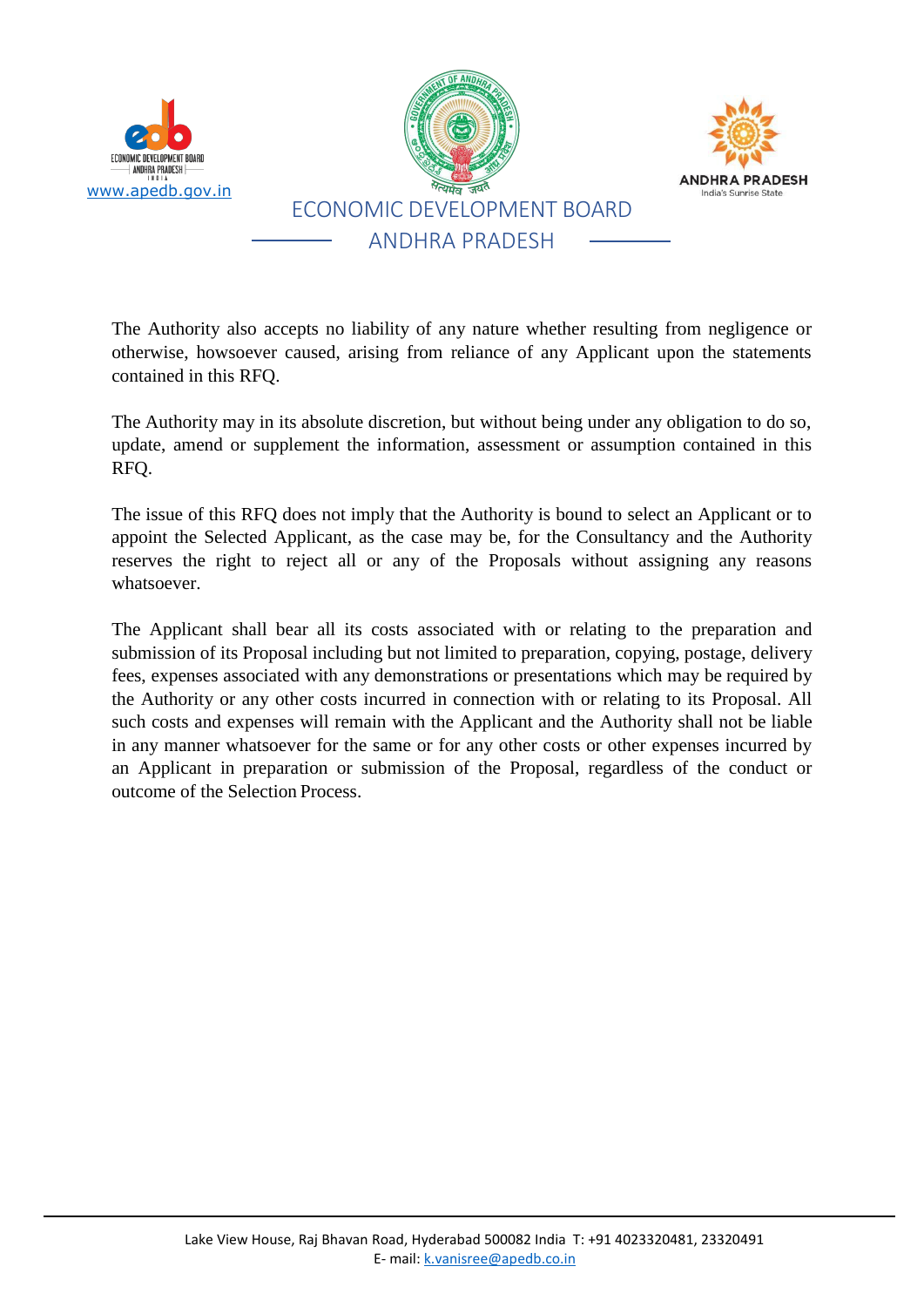The Authority also accepts no liability of any nature whether resulting from negligence or otherwise, howsoever caused, arising from reliance of any Applicant upon the statements contained in this RFQ.

The Authority may in its absolute discretion, but without being under any obligation to do so, update, amend or supplement the information, assessment or assumption contained in this RFQ.

The issue of this RFQ does not imply that the Authority is bound to select an Applicant or to appoint the Selected Applicant, as the case may be, for the Consultancy and the Authority reserves the right to reject all or any of the Proposals without assigning any reasons whatsoever.

The Applicant shall bear all its costs associated with or relating to the preparation and submission of its Proposal including but not limited to preparation, copying, postage, delivery fees, expenses associated with any demonstrations or presentations which may be required by the Authority or any other costs incurred in connection with or relating to its Proposal. All such costs and expenses will remain with the Applicant and the Authority shall not be liable in any manner whatsoever for the same or for any other costs or other expenses incurred by an Applicant in preparation or submission of the Proposal, regardless of the conduct or outcome of the Selection Process.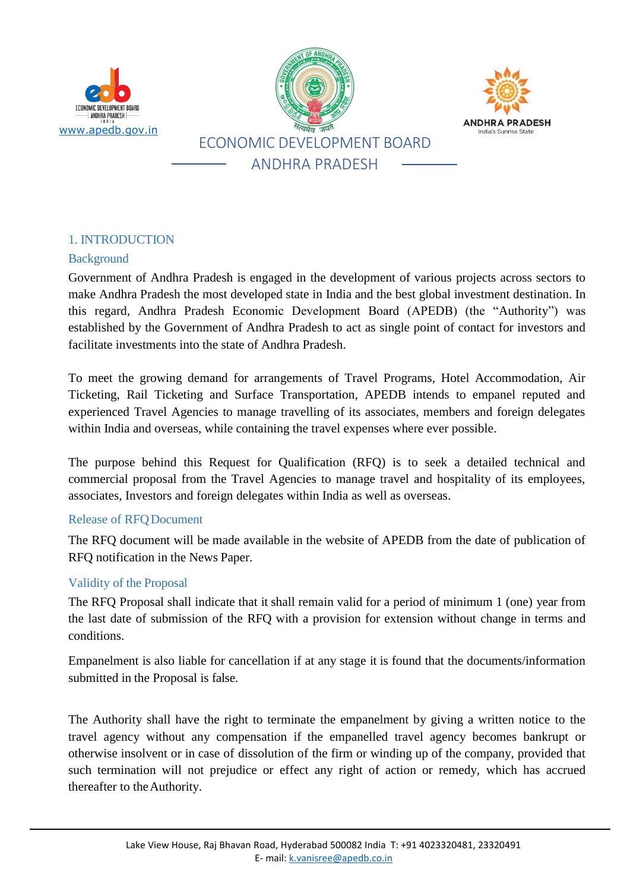## 1. INTRODUCTION

### Background

Government of Andhra Pradesh is engaged in the development of various projects across sectors to make Andhra Pradesh the most developed state in India and the best global investment destination. In this regard, Andhra Pradesh Economic Development Board (APEDB) (the "Authority") was established by the Government of Andhra Pradesh to act as single point of contact for investors and facilitate investments into the state of Andhra Pradesh.

To meet the growing demand for arrangements of Travel Programs, Hotel Accommodation, Air Ticketing, Rail Ticketing and Surface Transportation, APEDB intends to empanel reputed and experienced Travel Agencies to manage travelling of its associates, members and foreign delegates within India and overseas, while containing the travel expenses where ever possible.

The purpose behind this Request for Qualification (RFQ) is to seek a detailed technical and commercial proposal from the Travel Agencies to manage travel and hospitality of its employees, associates, Investors and foreign delegates within India as well as overseas.

### Release of RFQ Document

The RFQ document will be made available in the website of APEDB from the date of publication of RFQ notification in the News Paper.

### Validity of the Proposal

The RFQ Proposal shall indicate that it shall remain valid for a period of minimum 1 (one) year from the last date of submission of the RFQ with a provision for extension without change in terms and conditions.

Empanelment is also liable for cancellation if at any stage it is found that the documents/information submitted in the Proposal is false.

The Authority shall have the right to terminate the empanelment by giving a written notice to the travel agency without any compensation if the empanelled travel agency becomes bankrupt or otherwise insolvent or in case of dissolution of the firm or winding up of the company, provided that such termination will not prejudice or effect any right of action or remedy, which has accrued thereafter to the Authority.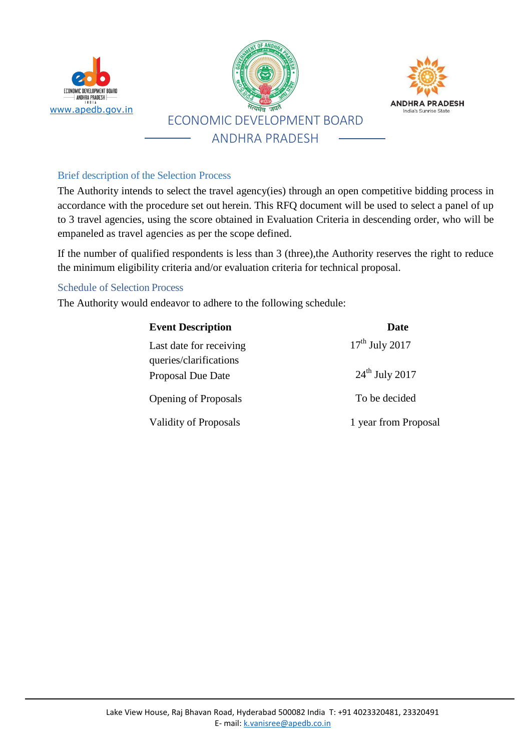## Brief description of the Selection Process

The Authority intends to select the travel agency(ies) through an open competitive bidding process in accordance with the procedure set out herein. This RFQ document will be used to select a panel of up to 3 travel agencies, using the score obtained in Evaluation Criteria in descending order, who will be empaneled as travel agencies as per the scope defined.

If the number of qualified respondents is less than 3 (three),the Authority reserves the right to reduce the minimum eligibility criteria and/or evaluation criteria for technical proposal.

## Schedule of Selection Process

The Authority would endeavor to adhere to the following schedule:

| Event Description | Date |
|---|---|
| Last date for receiving queries/clarifications | 17th July 2017 |
| Proposal Due Date | 24th July 2017 |
| Opening of Proposals | To be decided |
| Validity of Proposals | 1 year from Proposal |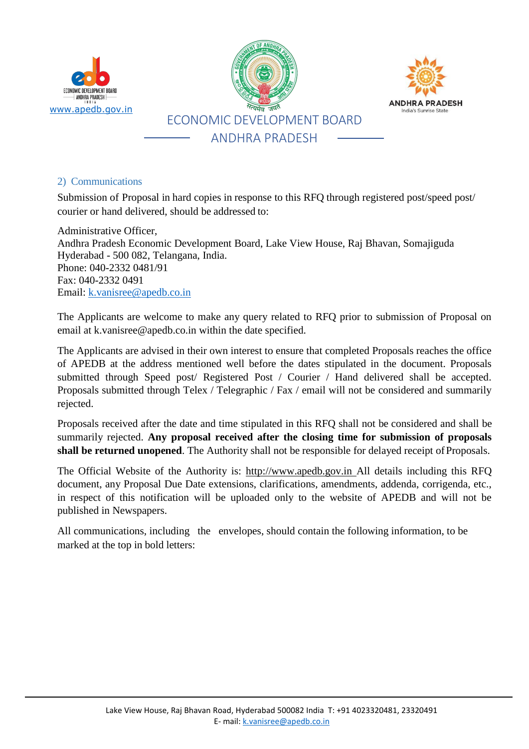## 2) Communications

Submission of Proposal in hard copies in response to this RFQ through registered post/speed post/ courier or hand delivered, should be addressed to:

Administrative Officer,
Andhra Pradesh Economic Development Board, Lake View House, Raj Bhavan, Somajiguda
Hyderabad - 500 082, Telangana, India.
Phone: 040-2332 0481/91
Fax: 040-2332 0491
Email: k.vanisree@apedb.co.in

The Applicants are welcome to make any query related to RFQ prior to submission of Proposal on email at k.vanisree@apedb.co.in within the date specified.

The Applicants are advised in their own interest to ensure that completed Proposals reaches the office of APEDB at the address mentioned well before the dates stipulated in the document. Proposals submitted through Speed post/ Registered Post / Courier / Hand delivered shall be accepted. Proposals submitted through Telex / Telegraphic / Fax / email will not be considered and summarily rejected.

Proposals received after the date and time stipulated in this RFQ shall not be considered and shall be summarily rejected. **Any proposal received after the closing time for submission of proposals shall be returned unopened**. The Authority shall not be responsible for delayed receipt of Proposals.

The Official Website of the Authority is: http://www.apedb.gov.in All details including this RFQ document, any Proposal Due Date extensions, clarifications, amendments, addenda, corrigenda, etc., in respect of this notification will be uploaded only to the website of APEDB and will not be published in Newspapers.

All communications, including the envelopes, should contain the following information, to be marked at the top in bold letters: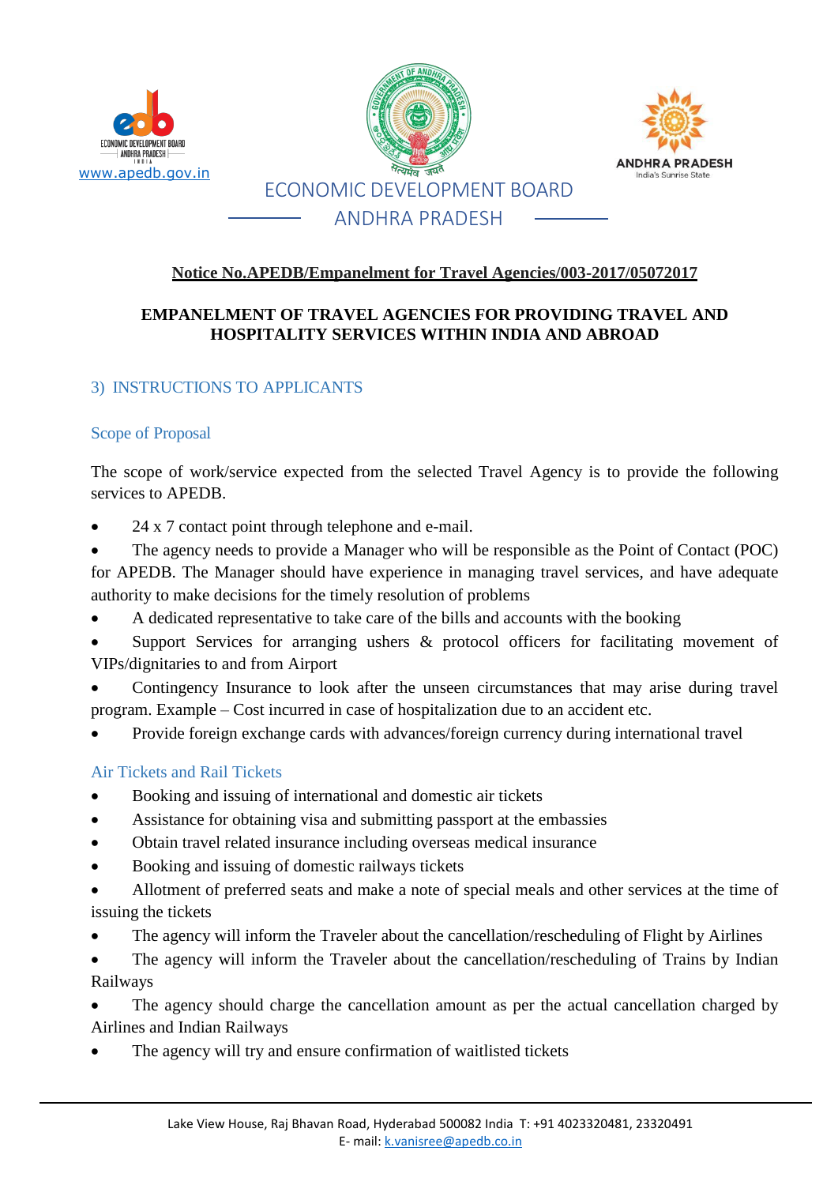**Notice No.APEDB/Empanelment for Travel Agencies/003-2017/05072017**

**EMPANELMENT OF TRAVEL AGENCIES FOR PROVIDING TRAVEL AND HOSPITALITY SERVICES WITHIN INDIA AND ABROAD**

## 3) INSTRUCTIONS TO APPLICANTS

### Scope of Proposal

The scope of work/service expected from the selected Travel Agency is to provide the following services to APEDB.

- 24 x 7 contact point through telephone and e-mail.
- The agency needs to provide a Manager who will be responsible as the Point of Contact (POC) for APEDB. The Manager should have experience in managing travel services, and have adequate authority to make decisions for the timely resolution of problems
- A dedicated representative to take care of the bills and accounts with the booking
- Support Services for arranging ushers & protocol officers for facilitating movement of VIPs/dignitaries to and from Airport
- Contingency Insurance to look after the unseen circumstances that may arise during travel program. Example – Cost incurred in case of hospitalization due to an accident etc.
- Provide foreign exchange cards with advances/foreign currency during international travel

### Air Tickets and Rail Tickets

- Booking and issuing of international and domestic air tickets
- Assistance for obtaining visa and submitting passport at the embassies
- Obtain travel related insurance including overseas medical insurance
- Booking and issuing of domestic railways tickets
- Allotment of preferred seats and make a note of special meals and other services at the time of issuing the tickets
- The agency will inform the Traveler about the cancellation/rescheduling of Flight by Airlines
- The agency will inform the Traveler about the cancellation/rescheduling of Trains by Indian Railways
- The agency should charge the cancellation amount as per the actual cancellation charged by Airlines and Indian Railways
- The agency will try and ensure confirmation of waitlisted tickets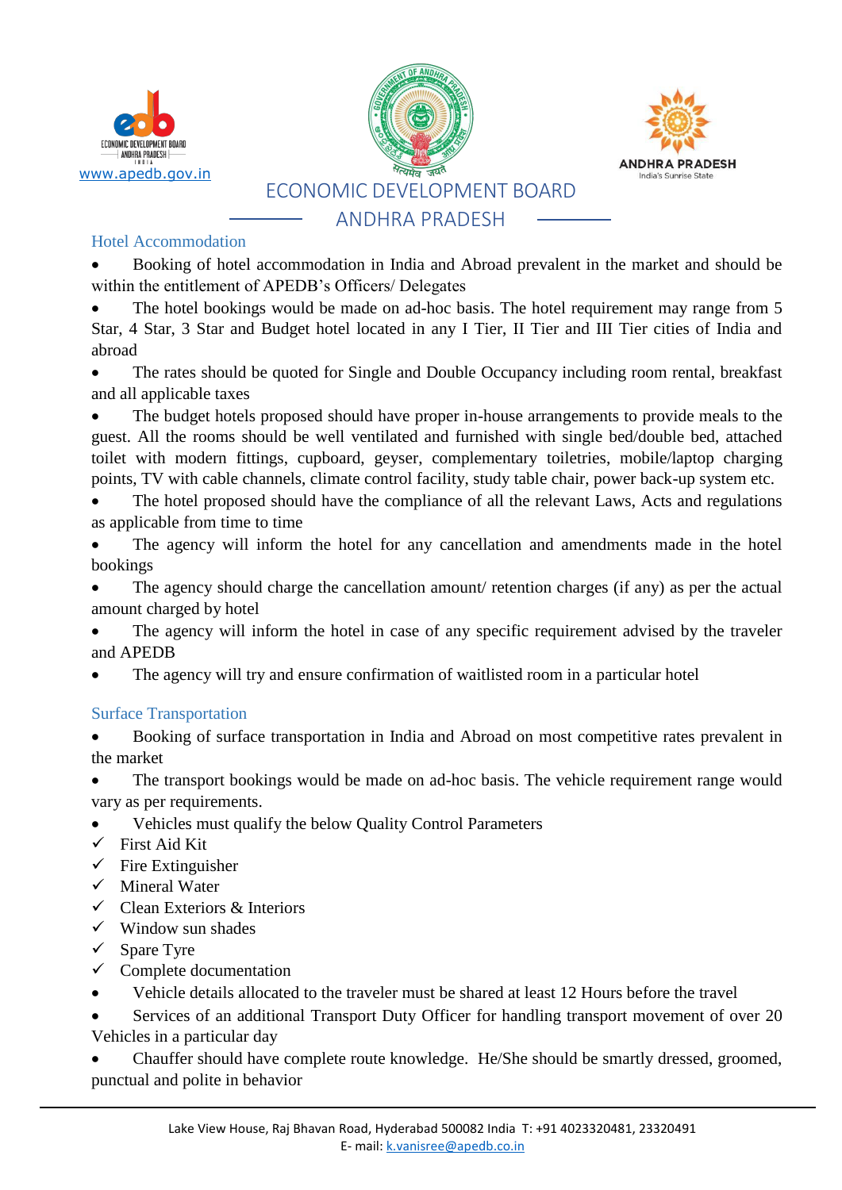## Hotel Accommodation

- Booking of hotel accommodation in India and Abroad prevalent in the market and should be within the entitlement of APEDB's Officers/ Delegates
- The hotel bookings would be made on ad-hoc basis. The hotel requirement may range from 5 Star, 4 Star, 3 Star and Budget hotel located in any I Tier, II Tier and III Tier cities of India and abroad
- The rates should be quoted for Single and Double Occupancy including room rental, breakfast and all applicable taxes
- The budget hotels proposed should have proper in-house arrangements to provide meals to the guest. All the rooms should be well ventilated and furnished with single bed/double bed, attached toilet with modern fittings, cupboard, geyser, complementary toiletries, mobile/laptop charging points, TV with cable channels, climate control facility, study table chair, power back-up system etc.
- The hotel proposed should have the compliance of all the relevant Laws, Acts and regulations as applicable from time to time
- The agency will inform the hotel for any cancellation and amendments made in the hotel bookings
- The agency should charge the cancellation amount/ retention charges (if any) as per the actual amount charged by hotel
- The agency will inform the hotel in case of any specific requirement advised by the traveler and APEDB
- The agency will try and ensure confirmation of waitlisted room in a particular hotel

## Surface Transportation

- Booking of surface transportation in India and Abroad on most competitive rates prevalent in the market
- The transport bookings would be made on ad-hoc basis. The vehicle requirement range would vary as per requirements.
- Vehicles must qualify the below Quality Control Parameters
  - ✓ First Aid Kit
  - ✓ Fire Extinguisher
  - ✓ Mineral Water
  - ✓ Clean Exteriors & Interiors
  - ✓ Window sun shades
  - ✓ Spare Tyre
  - ✓ Complete documentation
- Vehicle details allocated to the traveler must be shared at least 12 Hours before the travel
- Services of an additional Transport Duty Officer for handling transport movement of over 20 Vehicles in a particular day
- Chauffer should have complete route knowledge. He/She should be smartly dressed, groomed, punctual and polite in behavior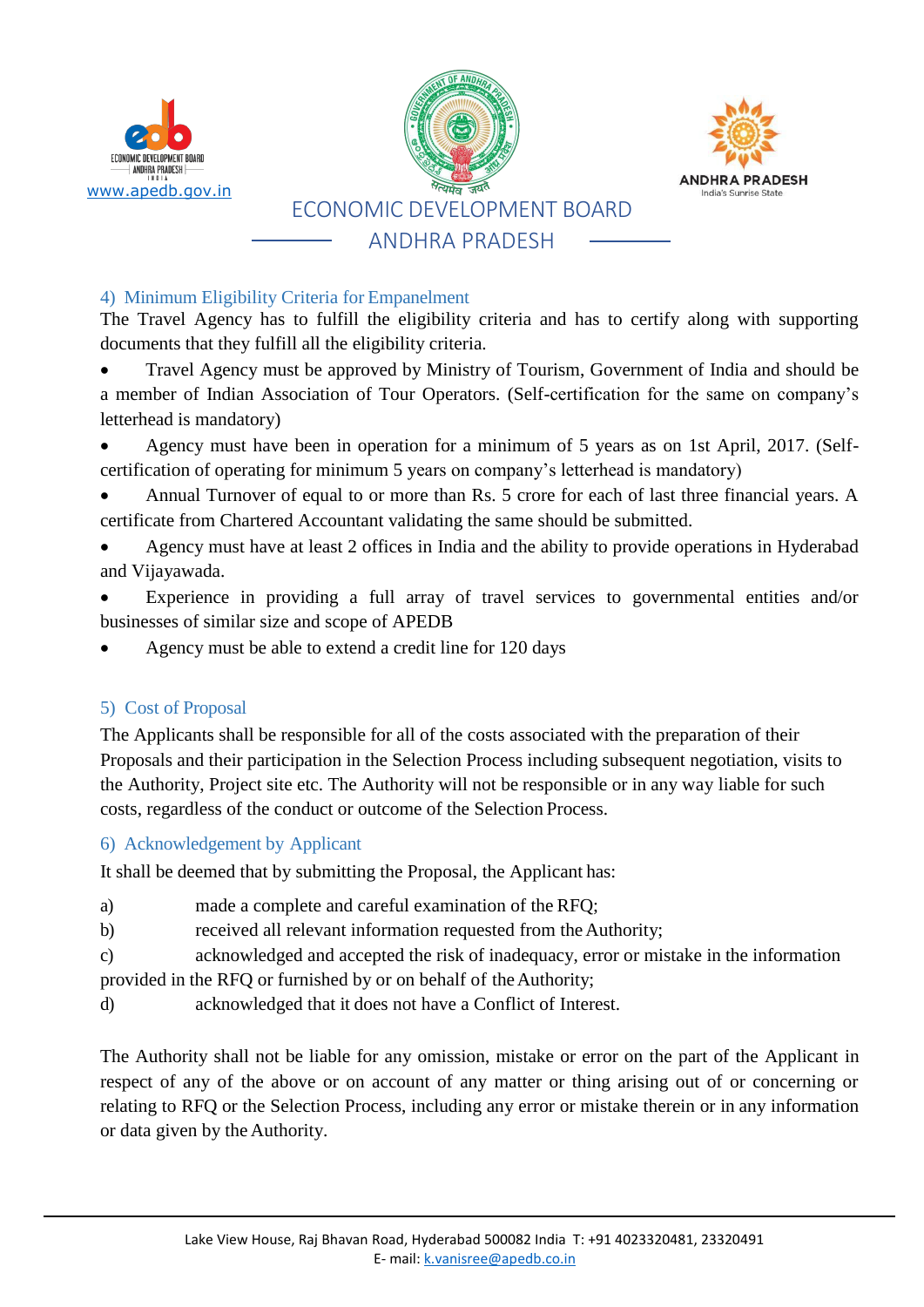## 4) Minimum Eligibility Criteria for Empanelment

The Travel Agency has to fulfill the eligibility criteria and has to certify along with supporting documents that they fulfill all the eligibility criteria.

- Travel Agency must be approved by Ministry of Tourism, Government of India and should be a member of Indian Association of Tour Operators. (Self-certification for the same on company's letterhead is mandatory)
- Agency must have been in operation for a minimum of 5 years as on 1st April, 2017. (Self-certification of operating for minimum 5 years on company's letterhead is mandatory)
- Annual Turnover of equal to or more than Rs. 5 crore for each of last three financial years. A certificate from Chartered Accountant validating the same should be submitted.
- Agency must have at least 2 offices in India and the ability to provide operations in Hyderabad and Vijayawada.
- Experience in providing a full array of travel services to governmental entities and/or businesses of similar size and scope of APEDB
- Agency must be able to extend a credit line for 120 days

## 5) Cost of Proposal

The Applicants shall be responsible for all of the costs associated with the preparation of their Proposals and their participation in the Selection Process including subsequent negotiation, visits to the Authority, Project site etc. The Authority will not be responsible or in any way liable for such costs, regardless of the conduct or outcome of the Selection Process.

## 6) Acknowledgement by Applicant

It shall be deemed that by submitting the Proposal, the Applicant has:

a) made a complete and careful examination of the RFQ;

b) received all relevant information requested from the Authority;

c) acknowledged and accepted the risk of inadequacy, error or mistake in the information provided in the RFQ or furnished by or on behalf of the Authority;

d) acknowledged that it does not have a Conflict of Interest.

The Authority shall not be liable for any omission, mistake or error on the part of the Applicant in respect of any of the above or on account of any matter or thing arising out of or concerning or relating to RFQ or the Selection Process, including any error or mistake therein or in any information or data given by the Authority.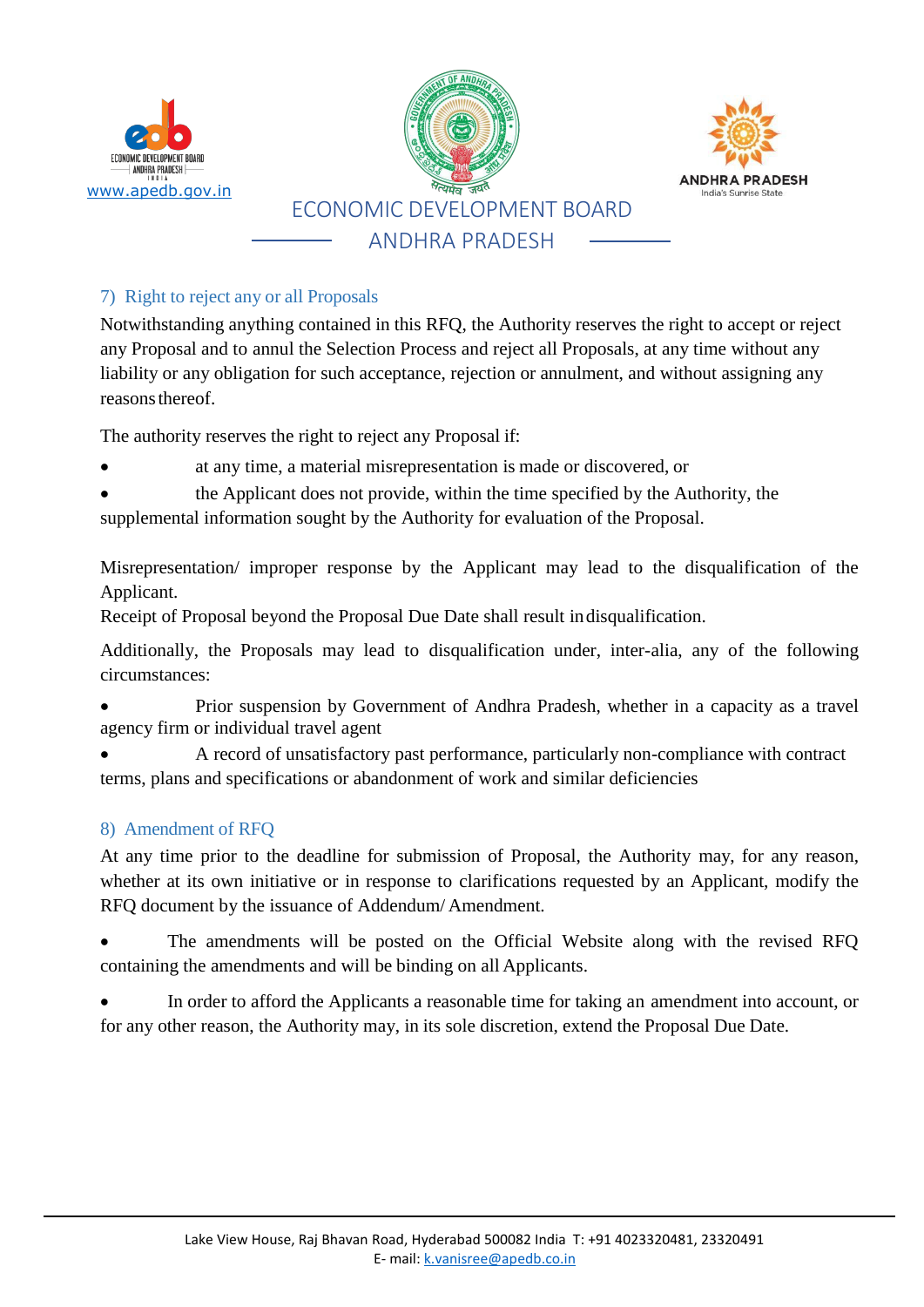## 7) Right to reject any or all Proposals

Notwithstanding anything contained in this RFQ, the Authority reserves the right to accept or reject any Proposal and to annul the Selection Process and reject all Proposals, at any time without any liability or any obligation for such acceptance, rejection or annulment, and without assigning any reasons thereof.

The authority reserves the right to reject any Proposal if:

- at any time, a material misrepresentation is made or discovered, or
- the Applicant does not provide, within the time specified by the Authority, the supplemental information sought by the Authority for evaluation of the Proposal.

Misrepresentation/ improper response by the Applicant may lead to the disqualification of the Applicant.
Receipt of Proposal beyond the Proposal Due Date shall result in disqualification.

Additionally, the Proposals may lead to disqualification under, inter-alia, any of the following circumstances:

- Prior suspension by Government of Andhra Pradesh, whether in a capacity as a travel agency firm or individual travel agent
- A record of unsatisfactory past performance, particularly non-compliance with contract terms, plans and specifications or abandonment of work and similar deficiencies

## 8) Amendment of RFQ

At any time prior to the deadline for submission of Proposal, the Authority may, for any reason, whether at its own initiative or in response to clarifications requested by an Applicant, modify the RFQ document by the issuance of Addendum/ Amendment.

- The amendments will be posted on the Official Website along with the revised RFQ containing the amendments and will be binding on all Applicants.
- In order to afford the Applicants a reasonable time for taking an amendment into account, or for any other reason, the Authority may, in its sole discretion, extend the Proposal Due Date.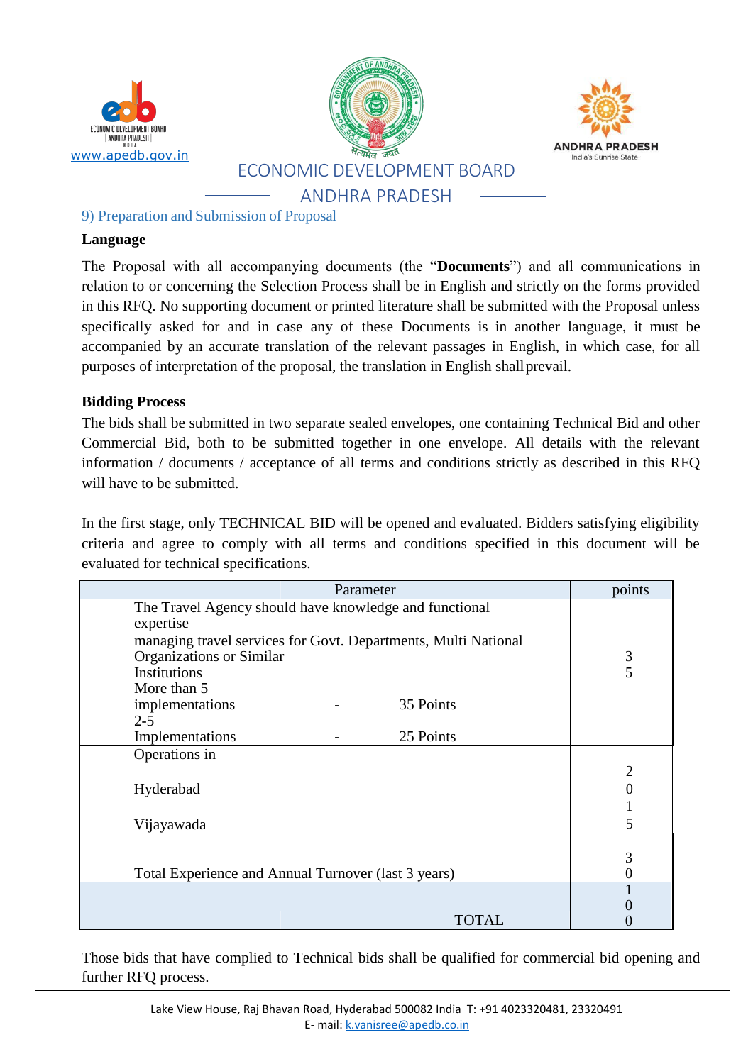### 9) Preparation and Submission of Proposal

**Language**

The Proposal with all accompanying documents (the "**Documents**") and all communications in relation to or concerning the Selection Process shall be in English and strictly on the forms provided in this RFQ. No supporting document or printed literature shall be submitted with the Proposal unless specifically asked for and in case any of these Documents is in another language, it must be accompanied by an accurate translation of the relevant passages in English, in which case, for all purposes of interpretation of the proposal, the translation in English shall prevail.

**Bidding Process**

The bids shall be submitted in two separate sealed envelopes, one containing Technical Bid and other Commercial Bid, both to be submitted together in one envelope. All details with the relevant information / documents / acceptance of all terms and conditions strictly as described in this RFQ will have to be submitted.

In the first stage, only TECHNICAL BID will be opened and evaluated. Bidders satisfying eligibility criteria and agree to comply with all terms and conditions specified in this document will be evaluated for technical specifications.

| Parameter | points |
|---|---|
| The Travel Agency should have knowledge and functional expertise managing travel services for Govt. Departments, Multi National Organizations or Similar Institutions<br>More than 5 implementations - 35 Points<br>2-5 Implementations - 25 Points | 35 |
| Operations in<br>Hyderabad<br>Vijayawada | 20<br>15 |
| Total Experience and Annual Turnover (last 3 years) | 30 |
| TOTAL | 100 |

Those bids that have complied to Technical bids shall be qualified for commercial bid opening and further RFQ process.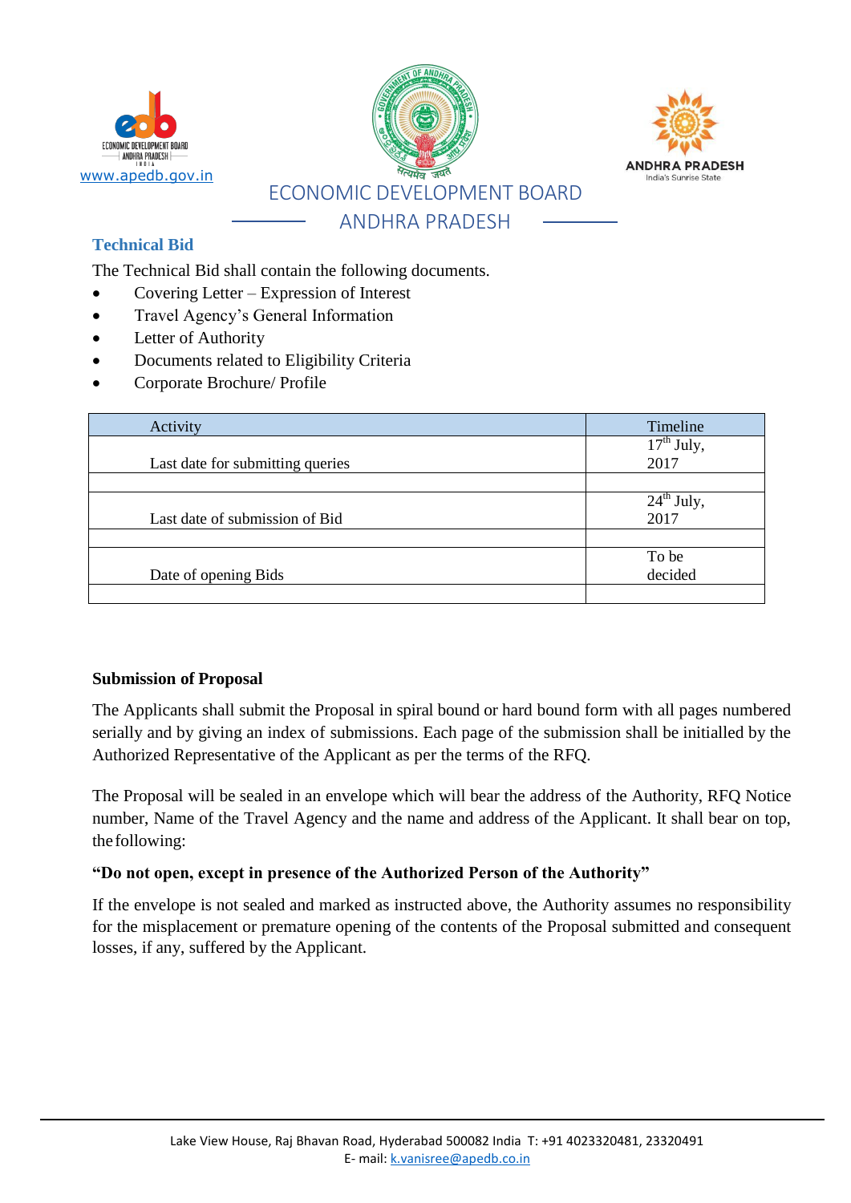## Technical Bid

The Technical Bid shall contain the following documents.

- Covering Letter – Expression of Interest
- Travel Agency's General Information
- Letter of Authority
- Documents related to Eligibility Criteria
- Corporate Brochure/ Profile

| Activity | Timeline |
|---|---|
| Last date for submitting queries | 17th July, 2017 |
| | |
| Last date of submission of Bid | 24th July, 2017 |
| | |
| Date of opening Bids | To be decided |
| | |

**Submission of Proposal**

The Applicants shall submit the Proposal in spiral bound or hard bound form with all pages numbered serially and by giving an index of submissions. Each page of the submission shall be initialled by the Authorized Representative of the Applicant as per the terms of the RFQ.

The Proposal will be sealed in an envelope which will bear the address of the Authority, RFQ Notice number, Name of the Travel Agency and the name and address of the Applicant. It shall bear on top, the following:

**"Do not open, except in presence of the Authorized Person of the Authority"**

If the envelope is not sealed and marked as instructed above, the Authority assumes no responsibility for the misplacement or premature opening of the contents of the Proposal submitted and consequent losses, if any, suffered by the Applicant.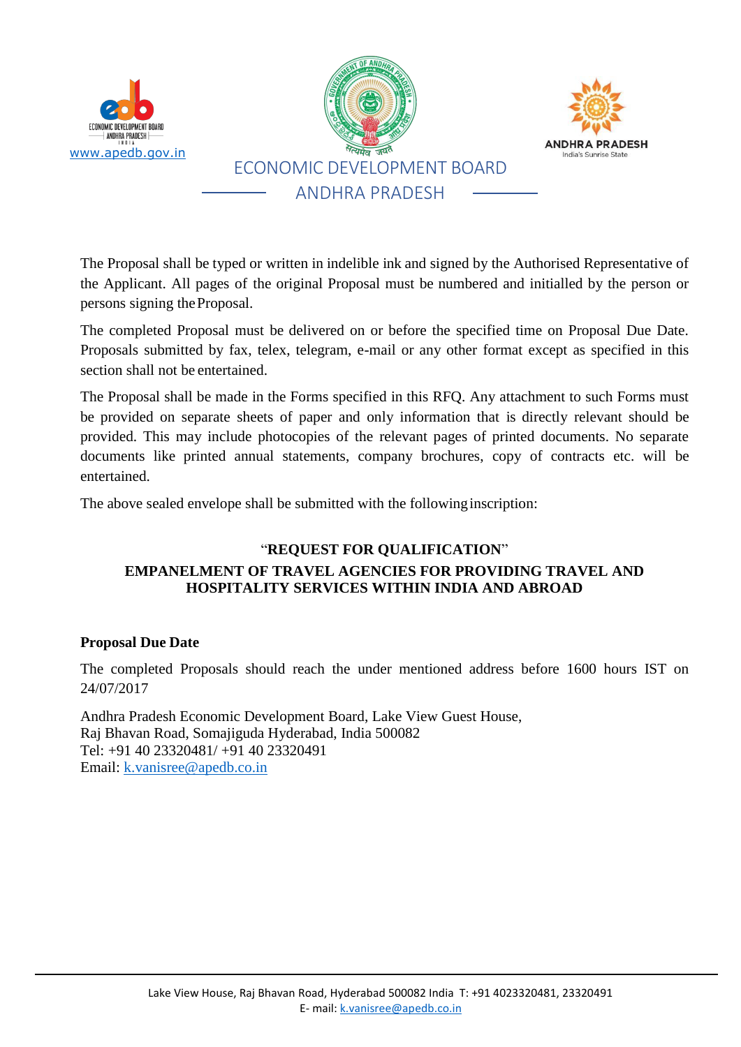The Proposal shall be typed or written in indelible ink and signed by the Authorised Representative of the Applicant. All pages of the original Proposal must be numbered and initialled by the person or persons signing the Proposal.

The completed Proposal must be delivered on or before the specified time on Proposal Due Date. Proposals submitted by fax, telex, telegram, e-mail or any other format except as specified in this section shall not be entertained.

The Proposal shall be made in the Forms specified in this RFQ. Any attachment to such Forms must be provided on separate sheets of paper and only information that is directly relevant should be provided. This may include photocopies of the relevant pages of printed documents. No separate documents like printed annual statements, company brochures, copy of contracts etc. will be entertained.

The above sealed envelope shall be submitted with the following inscription:

**"REQUEST FOR QUALIFICATION"**

**EMPANELMENT OF TRAVEL AGENCIES FOR PROVIDING TRAVEL AND HOSPITALITY SERVICES WITHIN INDIA AND ABROAD**

**Proposal Due Date**

The completed Proposals should reach the under mentioned address before 1600 hours IST on 24/07/2017

Andhra Pradesh Economic Development Board, Lake View Guest House,
Raj Bhavan Road, Somajiguda Hyderabad, India 500082
Tel: +91 40 23320481/ +91 40 23320491
Email: k.vanisree@apedb.co.in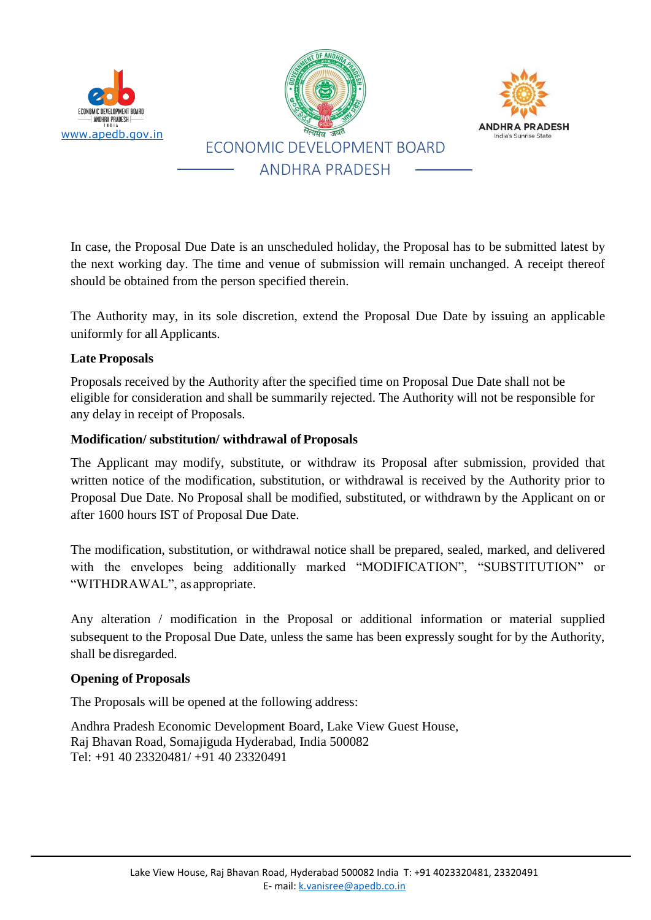In case, the Proposal Due Date is an unscheduled holiday, the Proposal has to be submitted latest by the next working day. The time and venue of submission will remain unchanged. A receipt thereof should be obtained from the person specified therein.

The Authority may, in its sole discretion, extend the Proposal Due Date by issuing an applicable uniformly for all Applicants.

**Late Proposals**

Proposals received by the Authority after the specified time on Proposal Due Date shall not be eligible for consideration and shall be summarily rejected. The Authority will not be responsible for any delay in receipt of Proposals.

**Modification/ substitution/ withdrawal of Proposals**

The Applicant may modify, substitute, or withdraw its Proposal after submission, provided that written notice of the modification, substitution, or withdrawal is received by the Authority prior to Proposal Due Date. No Proposal shall be modified, substituted, or withdrawn by the Applicant on or after 1600 hours IST of Proposal Due Date.

The modification, substitution, or withdrawal notice shall be prepared, sealed, marked, and delivered with the envelopes being additionally marked "MODIFICATION", "SUBSTITUTION" or "WITHDRAWAL", as appropriate.

Any alteration / modification in the Proposal or additional information or material supplied subsequent to the Proposal Due Date, unless the same has been expressly sought for by the Authority, shall be disregarded.

**Opening of Proposals**

The Proposals will be opened at the following address:

Andhra Pradesh Economic Development Board, Lake View Guest House,
Raj Bhavan Road, Somajiguda Hyderabad, India 500082
Tel: +91 40 23320481/ +91 40 23320491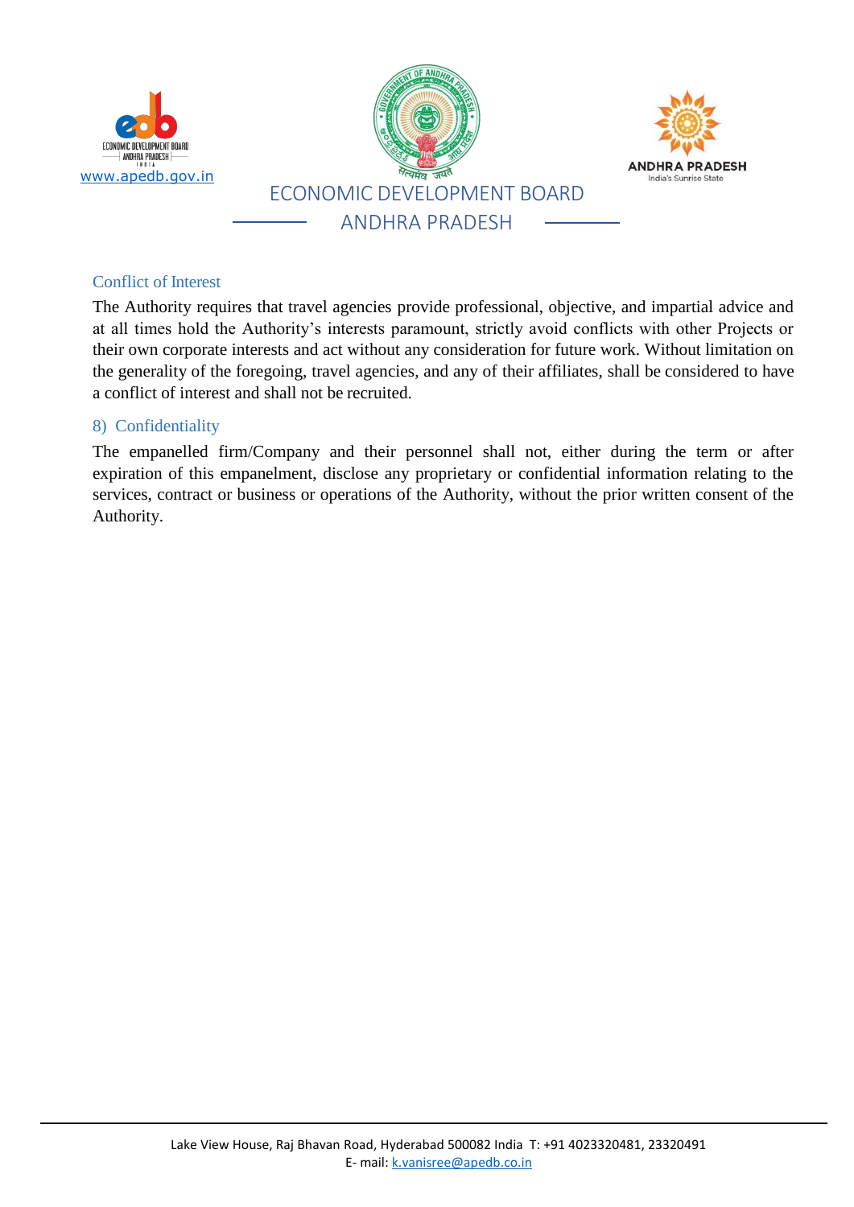### Conflict of Interest

The Authority requires that travel agencies provide professional, objective, and impartial advice and at all times hold the Authority's interests paramount, strictly avoid conflicts with other Projects or their own corporate interests and act without any consideration for future work. Without limitation on the generality of the foregoing, travel agencies, and any of their affiliates, shall be considered to have a conflict of interest and shall not be recruited.

### 8) Confidentiality

The empanelled firm/Company and their personnel shall not, either during the term or after expiration of this empanelment, disclose any proprietary or confidential information relating to the services, contract or business or operations of the Authority, without the prior written consent of the Authority.